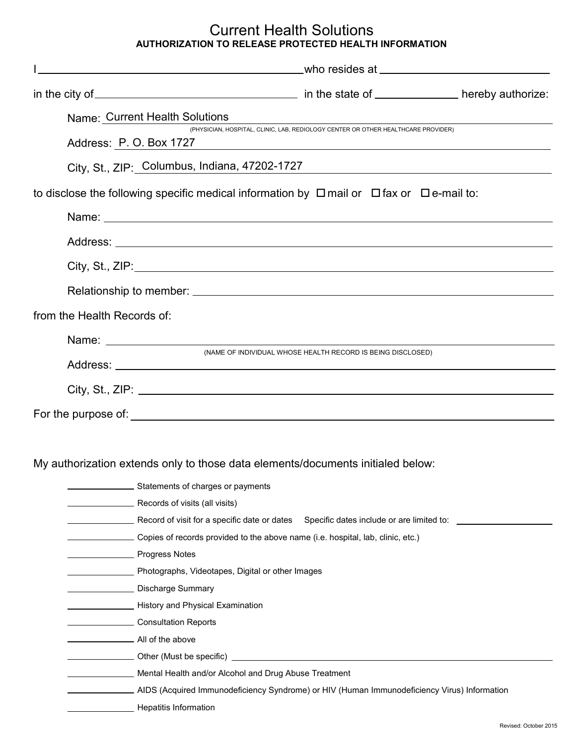# Current Health Solutions

**AUTHORIZATION TO RELEASE PROTECTED HEALTH INFORMATION**

I \_\_\_\_\_\_\_\_\_\_\_\_\_\_\_\_\_\_\_\_\_\_\_\_\_\_\_\_\_\_\_\_\_\_\_\_\_\_\_\_ who resides at \_\_\_\_\_\_\_\_\_\_\_\_\_\_\_\_\_\_\_\_\_\_\_\_\_\_\_\_

in the city of \_\_\_\_\_\_\_\_\_\_\_\_\_\_\_\_\_\_\_\_\_\_\_\_\_\_\_\_\_\_\_\_ in the state of \_\_\_\_\_\_\_\_\_\_\_\_ hereby authorize:

Name: Current Health Solutions
(PHYSICIAN, HOSPITAL, CLINIC, LAB, REDIOLOGY CENTER OR OTHER HEALTHCARE PROVIDER)

Address: P. O. Box 1727

City, St., ZIP: Columbus, Indiana, 47202-1727

to disclose the following specific medical information by ☐ mail or ☐ fax or ☐ e-mail to:

Name: \_\_\_\_\_\_\_\_\_\_\_\_\_\_\_\_\_\_\_\_\_\_\_\_\_\_\_\_\_\_\_\_\_\_\_\_\_\_\_\_

Address: \_\_\_\_\_\_\_\_\_\_\_\_\_\_\_\_\_\_\_\_\_\_\_\_\_\_\_\_\_\_\_\_\_\_\_\_\_\_\_\_

City, St., ZIP: \_\_\_\_\_\_\_\_\_\_\_\_\_\_\_\_\_\_\_\_\_\_\_\_\_\_\_\_\_\_\_\_\_\_\_\_\_\_\_\_

Relationship to member: \_\_\_\_\_\_\_\_\_\_\_\_\_\_\_\_\_\_\_\_\_\_\_\_\_\_\_\_\_\_\_\_

from the Health Records of:

Name: \_\_\_\_\_\_\_\_\_\_\_\_\_\_\_\_\_\_\_\_\_\_\_\_\_\_\_\_\_\_\_\_\_\_\_\_\_\_\_\_
(NAME OF INDIVIDUAL WHOSE HEALTH RECORD IS BEING DISCLOSED)

Address: \_\_\_\_\_\_\_\_\_\_\_\_\_\_\_\_\_\_\_\_\_\_\_\_\_\_\_\_\_\_\_\_\_\_\_\_\_\_\_\_

City, St., ZIP: \_\_\_\_\_\_\_\_\_\_\_\_\_\_\_\_\_\_\_\_\_\_\_\_\_\_\_\_\_\_\_\_\_\_\_\_\_\_\_\_

For the purpose of: \_\_\_\_\_\_\_\_\_\_\_\_\_\_\_\_\_\_\_\_\_\_\_\_\_\_\_\_\_\_\_\_\_\_\_\_\_\_\_\_

My authorization extends only to those data elements/documents initialed below:

\_\_\_\_\_\_\_\_\_\_ Statements of charges or payments

\_\_\_\_\_\_\_\_\_\_ Records of visits (all visits)

\_\_\_\_\_\_\_\_\_\_ Record of visit for a specific date or dates Specific dates include or are limited to: \_\_\_\_\_\_\_\_\_\_\_\_\_\_

\_\_\_\_\_\_\_\_\_\_ Copies of records provided to the above name (i.e. hospital, lab, clinic, etc.)

\_\_\_\_\_\_\_\_\_\_ Progress Notes

\_\_\_\_\_\_\_\_\_\_ Photographs, Videotapes, Digital or other Images

\_\_\_\_\_\_\_\_\_\_ Discharge Summary

\_\_\_\_\_\_\_\_\_\_ History and Physical Examination

\_\_\_\_\_\_\_\_\_\_ Consultation Reports

\_\_\_\_\_\_\_\_\_\_ All of the above

\_\_\_\_\_\_\_\_\_\_ Other (Must be specific) \_\_\_\_\_\_\_\_\_\_\_\_\_\_\_\_\_\_\_\_\_\_\_\_\_\_\_\_\_\_

\_\_\_\_\_\_\_\_\_\_ Mental Health and/or Alcohol and Drug Abuse Treatment

\_\_\_\_\_\_\_\_\_\_ AIDS (Acquired Immunodeficiency Syndrome) or HIV (Human Immunodeficiency Virus) Information

\_\_\_\_\_\_\_\_\_\_ Hepatitis Information

Revised: October 2015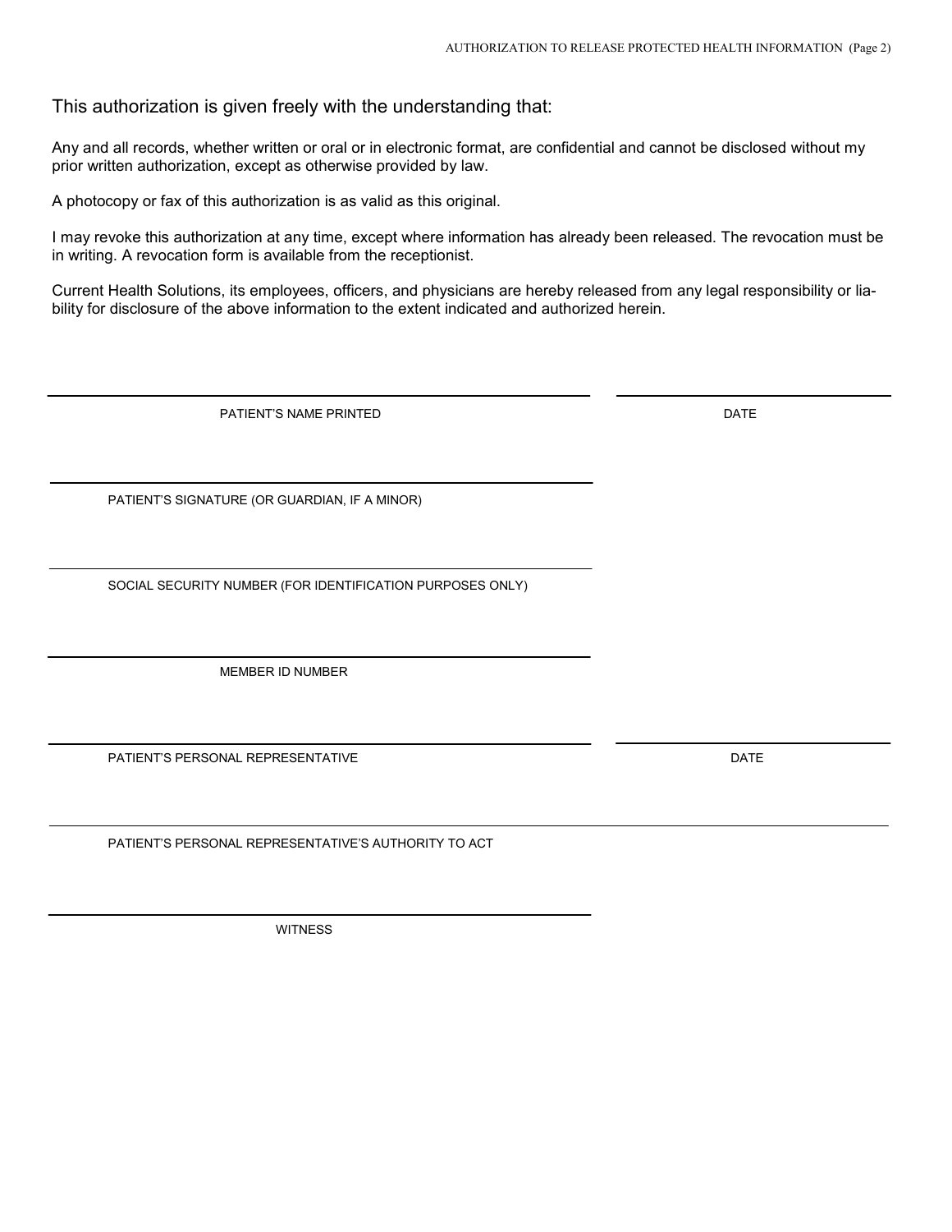## This authorization is given freely with the understanding that:

Any and all records, whether written or oral or in electronic format, are confidential and cannot be disclosed without my prior written authorization, except as otherwise provided by law.

A photocopy or fax of this authorization is as valid as this original.

I may revoke this authorization at any time, except where information has already been released. The revocation must be in writing. A revocation form is available from the receptionist.

Current Health Solutions, its employees, officers, and physicians are hereby released from any legal responsibility or liability for disclosure of the above information to the extent indicated and authorized herein.

\_\_\_\_\_\_\_\_\_\_\_\_\_\_\_\_\_\_\_\_\_\_\_\_\_\_\_\_\_\_\_\_\_\_\_\_\_\_\_\_ \_\_\_\_\_\_\_\_\_\_\_\_\_\_\_\_\_\_\_\_
PATIENT'S NAME PRINTED DATE

\_\_\_\_\_\_\_\_\_\_\_\_\_\_\_\_\_\_\_\_\_\_\_\_\_\_\_\_\_\_\_\_\_\_\_\_\_\_\_\_
PATIENT'S SIGNATURE (OR GUARDIAN, IF A MINOR)

\_\_\_\_\_\_\_\_\_\_\_\_\_\_\_\_\_\_\_\_\_\_\_\_\_\_\_\_\_\_\_\_\_\_\_\_\_\_\_\_
SOCIAL SECURITY NUMBER (FOR IDENTIFICATION PURPOSES ONLY)

\_\_\_\_\_\_\_\_\_\_\_\_\_\_\_\_\_\_\_\_\_\_\_\_\_\_\_\_\_\_\_\_\_\_\_\_\_\_\_\_
MEMBER ID NUMBER

\_\_\_\_\_\_\_\_\_\_\_\_\_\_\_\_\_\_\_\_\_\_\_\_\_\_\_\_\_\_\_\_\_\_\_\_\_\_\_\_ \_\_\_\_\_\_\_\_\_\_\_\_\_\_\_\_\_\_\_\_
PATIENT'S PERSONAL REPRESENTATIVE DATE

\_\_\_\_\_\_\_\_\_\_\_\_\_\_\_\_\_\_\_\_\_\_\_\_\_\_\_\_\_\_\_\_\_\_\_\_\_\_\_\_\_\_\_\_\_\_\_\_\_\_\_\_\_\_\_\_\_\_\_\_
PATIENT'S PERSONAL REPRESENTATIVE'S AUTHORITY TO ACT

\_\_\_\_\_\_\_\_\_\_\_\_\_\_\_\_\_\_\_\_\_\_\_\_\_\_\_\_\_\_\_\_\_\_\_\_\_\_\_\_
WITNESS